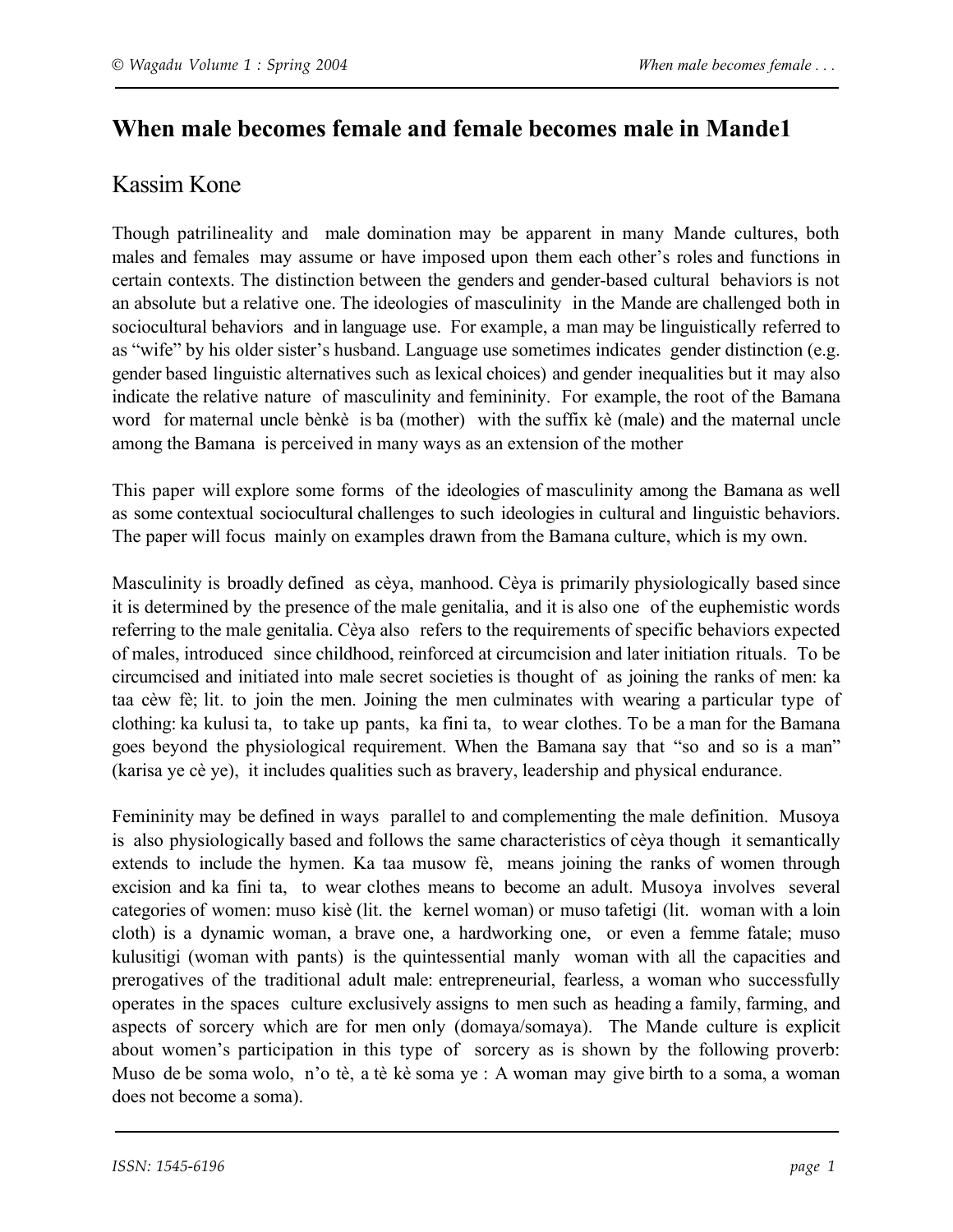# When male becomes female and female becomes male in Mande1

## Kassim Kone

Though patrilineality and male domination may be apparent in many Mande cultures, both males and females may assume or have imposed upon them each other's roles and functions in certain contexts. The distinction between the genders and gender-based cultural behaviors is not an absolute but a relative one. The ideologies of masculinity in the Mande are challenged both in sociocultural behaviors and in language use. For example, a man may be linguistically referred to as "wife" by his older sister's husband. Language use sometimes indicates gender distinction (e.g. gender based linguistic alternatives such as lexical choices) and gender inequalities but it may also indicate the relative nature of masculinity and femininity. For example, the root of the Bamana word for maternal uncle bènkè is ba (mother) with the suffix kè (male) and the maternal uncle among the Bamana is perceived in many ways as an extension of the mother

This paper will explore some forms of the ideologies of masculinity among the Bamana as well as some contextual sociocultural challenges to such ideologies in cultural and linguistic behaviors. The paper will focus mainly on examples drawn from the Bamana culture, which is my own.

Masculinity is broadly defined as cèya, manhood. Cèya is primarily physiologically based since it is determined by the presence of the male genitalia, and it is also one of the euphemistic words referring to the male genitalia. Cèya also refers to the requirements of specific behaviors expected of males, introduced since childhood, reinforced at circumcision and later initiation rituals. To be circumcised and initiated into male secret societies is thought of as joining the ranks of men: ka taa cèw fè; lit. to join the men. Joining the men culminates with wearing a particular type of clothing: ka kulusi ta, to take up pants, ka fini ta, to wear clothes. To be a man for the Bamana goes beyond the physiological requirement. When the Bamana say that "so and so is a man" (karisa ye cè ye), it includes qualities such as bravery, leadership and physical endurance.

Femininity may be defined in ways parallel to and complementing the male definition. Musoya is also physiologically based and follows the same characteristics of cèya though it semantically extends to include the hymen. Ka taa musow fè, means joining the ranks of women through excision and ka fini ta, to wear clothes means to become an adult. Musoya involves several categories of women: muso kisè (lit. the kernel woman) or muso tafetigi (lit. woman with a loin cloth) is a dynamic woman, a brave one, a hardworking one, or even a femme fatale; muso kulusitigi (woman with pants) is the quintessential manly woman with all the capacities and prerogatives of the traditional adult male: entrepreneurial, fearless, a woman who successfully operates in the spaces culture exclusively assigns to men such as heading a family, farming, and aspects of sorcery which are for men only (domaya/somaya). The Mande culture is explicit about women's participation in this type of sorcery as is shown by the following proverb: Muso de be soma wolo, n'o tè, a tè kè soma ye : A woman may give birth to a soma, a woman does not become a soma).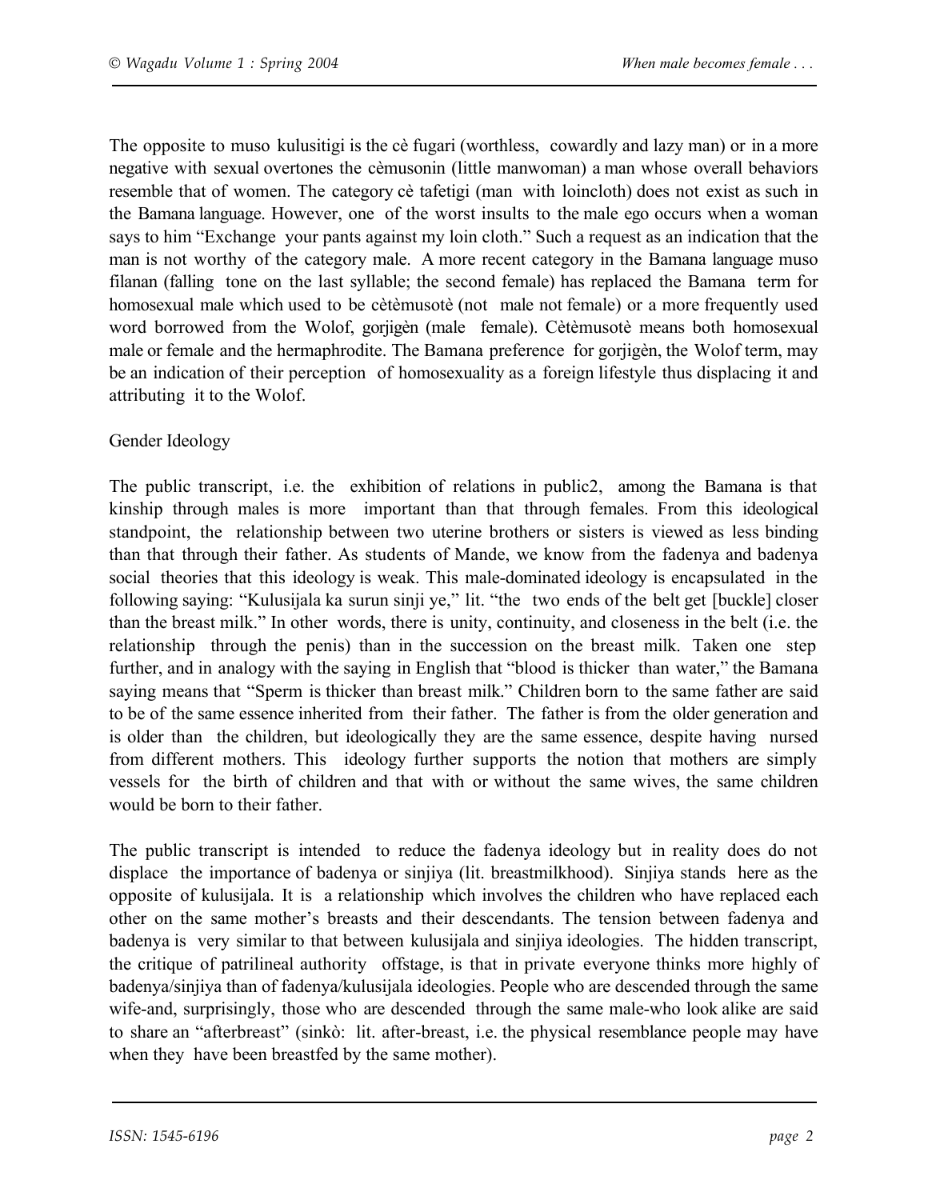The opposite to muso kulusitigi is the cè fugari (worthless, cowardly and lazy man) or in a more negative with sexual overtones the cèmusonin (little manwoman) a man whose overall behaviors resemble that of women. The category cè tafetigi (man with loincloth) does not exist as such in the Bamana language. However, one of the worst insults to the male ego occurs when a woman says to him "Exchange your pants against my loin cloth." Such a request as an indication that the man is not worthy of the category male. A more recent category in the Bamana language muso filanan (falling tone on the last syllable; the second female) has replaced the Bamana term for homosexual male which used to be cètèmusotè (not male not female) or a more frequently used word borrowed from the Wolof, gorjigèn (male female). Cètèmusotè means both homosexual male or female and the hermaphrodite. The Bamana preference for gorjigèn, the Wolof term, may be an indication of their perception of homosexuality as a foreign lifestyle thus displacing it and attributing it to the Wolof.

## Gender Ideology

The public transcript, i.e. the exhibition of relations in public[2], among the Bamana is that kinship through males is more important than that through females. From this ideological standpoint, the relationship between two uterine brothers or sisters is viewed as less binding than that through their father. As students of Mande, we know from the fadenya and badenya social theories that this ideology is weak. This male-dominated ideology is encapsulated in the following saying: "Kulusijala ka surun sinji ye," lit. "the two ends of the belt get [buckle] closer than the breast milk." In other words, there is unity, continuity, and closeness in the belt (i.e. the relationship through the penis) than in the succession on the breast milk. Taken one step further, and in analogy with the saying in English that "blood is thicker than water," the Bamana saying means that "Sperm is thicker than breast milk." Children born to the same father are said to be of the same essence inherited from their father. The father is from the older generation and is older than the children, but ideologically they are the same essence, despite having nursed from different mothers. This ideology further supports the notion that mothers are simply vessels for the birth of children and that with or without the same wives, the same children would be born to their father.

The public transcript is intended to reduce the fadenya ideology but in reality does do not displace the importance of badenya or sinjiya (lit. breastmilkhood). Sinjiya stands here as the opposite of kulusijala. It is a relationship which involves the children who have replaced each other on the same mother's breasts and their descendants. The tension between fadenya and badenya is very similar to that between kulusijala and sinjiya ideologies. The hidden transcript, the critique of patrilineal authority offstage, is that in private everyone thinks more highly of badenya/sinjiya than of fadenya/kulusijala ideologies. People who are descended through the same wife-and, surprisingly, those who are descended through the same male-who look alike are said to share an "afterbreast" (sinkò: lit. after-breast, i.e. the physical resemblance people may have when they have been breastfed by the same mother).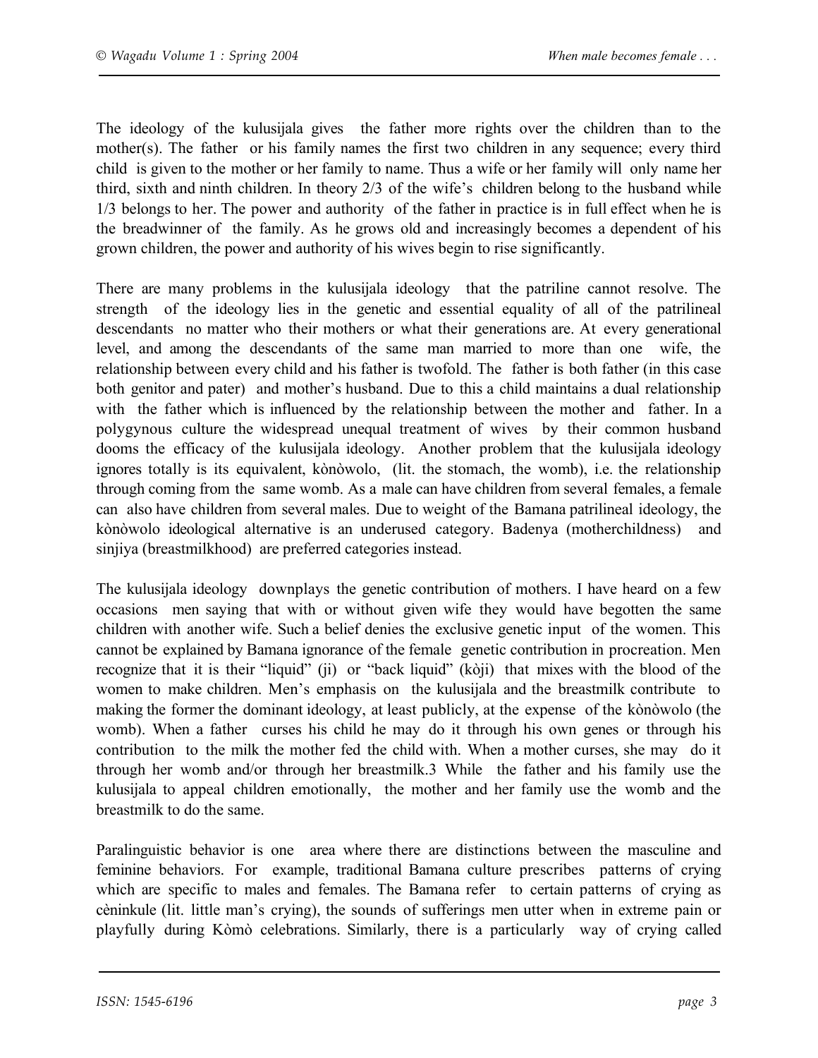The ideology of the kulusijala gives the father more rights over the children than to the mother(s). The father or his family names the first two children in any sequence; every third child is given to the mother or her family to name. Thus a wife or her family will only name her third, sixth and ninth children. In theory 2/3 of the wife's children belong to the husband while 1/3 belongs to her. The power and authority of the father in practice is in full effect when he is the breadwinner of the family. As he grows old and increasingly becomes a dependent of his grown children, the power and authority of his wives begin to rise significantly.

There are many problems in the kulusijala ideology that the patriline cannot resolve. The strength of the ideology lies in the genetic and essential equality of all of the patrilineal descendants no matter who their mothers or what their generations are. At every generational level, and among the descendants of the same man married to more than one wife, the relationship between every child and his father is twofold. The father is both father (in this case both genitor and pater) and mother's husband. Due to this a child maintains a dual relationship with the father which is influenced by the relationship between the mother and father. In a polygynous culture the widespread unequal treatment of wives by their common husband dooms the efficacy of the kulusijala ideology. Another problem that the kulusijala ideology ignores totally is its equivalent, kònòwolo, (lit. the stomach, the womb), i.e. the relationship through coming from the same womb. As a male can have children from several females, a female can also have children from several males. Due to weight of the Bamana patrilineal ideology, the kònòwolo ideological alternative is an underused category. Badenya (motherchildness) and sinjiya (breastmilkhood) are preferred categories instead.

The kulusijala ideology downplays the genetic contribution of mothers. I have heard on a few occasions men saying that with or without given wife they would have begotten the same children with another wife. Such a belief denies the exclusive genetic input of the women. This cannot be explained by Bamana ignorance of the female genetic contribution in procreation. Men recognize that it is their "liquid" (ji) or "back liquid" (kòji) that mixes with the blood of the women to make children. Men's emphasis on the kulusijala and the breastmilk contribute to making the former the dominant ideology, at least publicly, at the expense of the kònòwolo (the womb). When a father curses his child he may do it through his own genes or through his contribution to the milk the mother fed the child with. When a mother curses, she may do it through her womb and/or through her breastmilk.[3] While the father and his family use the kulusijala to appeal children emotionally, the mother and her family use the womb and the breastmilk to do the same.

Paralinguistic behavior is one area where there are distinctions between the masculine and feminine behaviors. For example, traditional Bamana culture prescribes patterns of crying which are specific to males and females. The Bamana refer to certain patterns of crying as cèninkule (lit. little man's crying), the sounds of sufferings men utter when in extreme pain or playfully during Kòmò celebrations. Similarly, there is a particularly way of crying called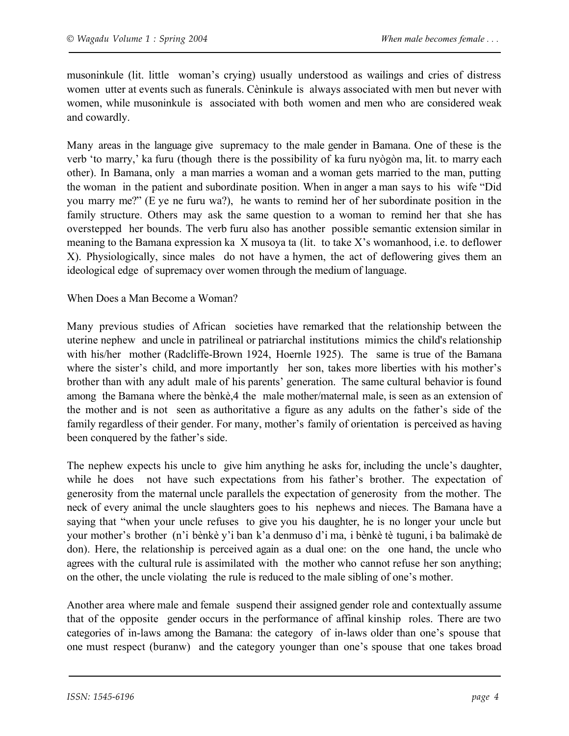musoninkule (lit. little woman's crying) usually understood as wailings and cries of distress women utter at events such as funerals. Cèninkule is always associated with men but never with women, while musoninkule is associated with both women and men who are considered weak and cowardly.

Many areas in the language give supremacy to the male gender in Bamana. One of these is the verb 'to marry,' ka furu (though there is the possibility of ka furu nyògòn ma, lit. to marry each other). In Bamana, only a man marries a woman and a woman gets married to the man, putting the woman in the patient and subordinate position. When in anger a man says to his wife "Did you marry me?" (E ye ne furu wa?), he wants to remind her of her subordinate position in the family structure. Others may ask the same question to a woman to remind her that she has overstepped her bounds. The verb furu also has another possible semantic extension similar in meaning to the Bamana expression ka X musoya ta (lit. to take X's womanhood, i.e. to deflower X). Physiologically, since males do not have a hymen, the act of deflowering gives them an ideological edge of supremacy over women through the medium of language.

## When Does a Man Become a Woman?

Many previous studies of African societies have remarked that the relationship between the uterine nephew and uncle in patrilineal or patriarchal institutions mimics the child's relationship with his/her mother (Radcliffe-Brown 1924, Hoernle 1925). The same is true of the Bamana where the sister's child, and more importantly her son, takes more liberties with his mother's brother than with any adult male of his parents' generation. The same cultural behavior is found among the Bamana where the bènkè,[4] the male mother/maternal male, is seen as an extension of the mother and is not seen as authoritative a figure as any adults on the father's side of the family regardless of their gender. For many, mother's family of orientation is perceived as having been conquered by the father's side.

The nephew expects his uncle to give him anything he asks for, including the uncle's daughter, while he does not have such expectations from his father's brother. The expectation of generosity from the maternal uncle parallels the expectation of generosity from the mother. The neck of every animal the uncle slaughters goes to his nephews and nieces. The Bamana have a saying that "when your uncle refuses to give you his daughter, he is no longer your uncle but your mother's brother (n'i bènkè y'i ban k'a denmuso d'i ma, i bènkè tè tuguni, i ba balimakè de don). Here, the relationship is perceived again as a dual one: on the one hand, the uncle who agrees with the cultural rule is assimilated with the mother who cannot refuse her son anything; on the other, the uncle violating the rule is reduced to the male sibling of one's mother.

Another area where male and female suspend their assigned gender role and contextually assume that of the opposite gender occurs in the performance of affinal kinship roles. There are two categories of in-laws among the Bamana: the category of in-laws older than one's spouse that one must respect (buranw) and the category younger than one's spouse that one takes broad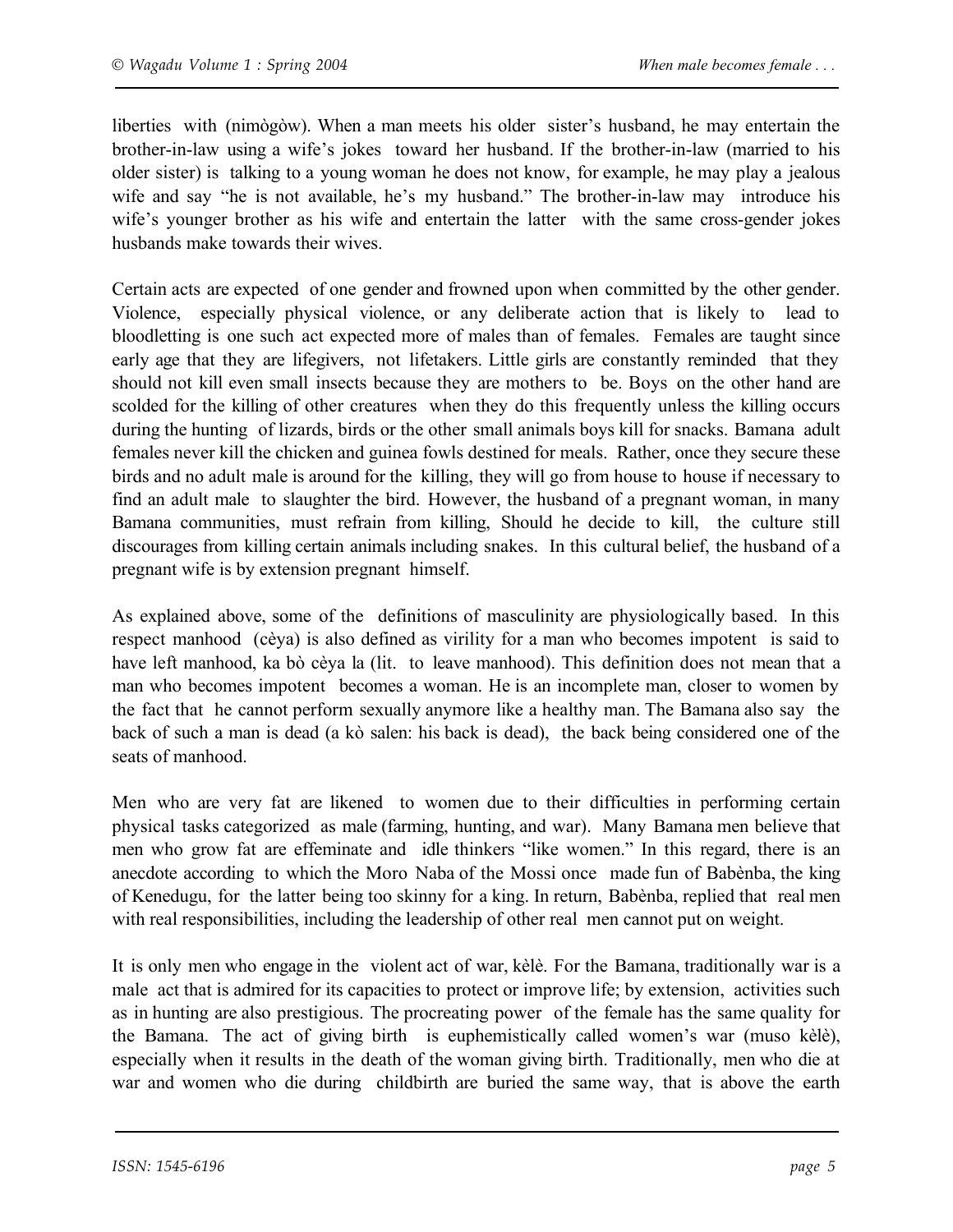liberties with (nimògòw). When a man meets his older sister's husband, he may entertain the brother-in-law using a wife's jokes toward her husband. If the brother-in-law (married to his older sister) is talking to a young woman he does not know, for example, he may play a jealous wife and say "he is not available, he's my husband." The brother-in-law may introduce his wife's younger brother as his wife and entertain the latter with the same cross-gender jokes husbands make towards their wives.

Certain acts are expected of one gender and frowned upon when committed by the other gender. Violence, especially physical violence, or any deliberate action that is likely to lead to bloodletting is one such act expected more of males than of females. Females are taught since early age that they are lifegivers, not lifetakers. Little girls are constantly reminded that they should not kill even small insects because they are mothers to be. Boys on the other hand are scolded for the killing of other creatures when they do this frequently unless the killing occurs during the hunting of lizards, birds or the other small animals boys kill for snacks. Bamana adult females never kill the chicken and guinea fowls destined for meals. Rather, once they secure these birds and no adult male is around for the killing, they will go from house to house if necessary to find an adult male to slaughter the bird. However, the husband of a pregnant woman, in many Bamana communities, must refrain from killing, Should he decide to kill, the culture still discourages from killing certain animals including snakes. In this cultural belief, the husband of a pregnant wife is by extension pregnant himself.

As explained above, some of the definitions of masculinity are physiologically based. In this respect manhood (cèya) is also defined as virility for a man who becomes impotent is said to have left manhood, ka bò cèya la (lit. to leave manhood). This definition does not mean that a man who becomes impotent becomes a woman. He is an incomplete man, closer to women by the fact that he cannot perform sexually anymore like a healthy man. The Bamana also say the back of such a man is dead (a kò salen: his back is dead), the back being considered one of the seats of manhood.

Men who are very fat are likened to women due to their difficulties in performing certain physical tasks categorized as male (farming, hunting, and war). Many Bamana men believe that men who grow fat are effeminate and idle thinkers "like women." In this regard, there is an anecdote according to which the Moro Naba of the Mossi once made fun of Babènba, the king of Kenedugu, for the latter being too skinny for a king. In return, Babènba, replied that real men with real responsibilities, including the leadership of other real men cannot put on weight.

It is only men who engage in the violent act of war, kèlè. For the Bamana, traditionally war is a male act that is admired for its capacities to protect or improve life; by extension, activities such as in hunting are also prestigious. The procreating power of the female has the same quality for the Bamana. The act of giving birth is euphemistically called women's war (muso kèlè), especially when it results in the death of the woman giving birth. Traditionally, men who die at war and women who die during childbirth are buried the same way, that is above the earth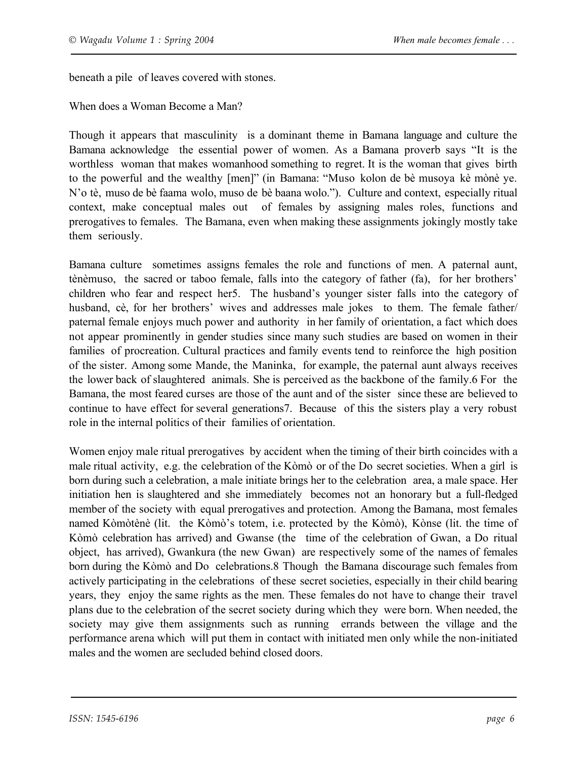beneath a pile of leaves covered with stones.

## When does a Woman Become a Man?

Though it appears that masculinity is a dominant theme in Bamana language and culture the Bamana acknowledge the essential power of women. As a Bamana proverb says "It is the worthless woman that makes womanhood something to regret. It is the woman that gives birth to the powerful and the wealthy [men]" (in Bamana: "Muso kolon de bè musoya kè mònè ye. N'o tè, muso de bè faama wolo, muso de bè baana wolo."). Culture and context, especially ritual context, make conceptual males out of females by assigning males roles, functions and prerogatives to females. The Bamana, even when making these assignments jokingly mostly take them seriously.

Bamana culture sometimes assigns females the role and functions of men. A paternal aunt, tènèmuso, the sacred or taboo female, falls into the category of father (fa), for her brothers' children who fear and respect her[5]. The husband's younger sister falls into the category of husband, cè, for her brothers' wives and addresses male jokes to them. The female father/ paternal female enjoys much power and authority in her family of orientation, a fact which does not appear prominently in gender studies since many such studies are based on women in their families of procreation. Cultural practices and family events tend to reinforce the high position of the sister. Among some Mande, the Maninka, for example, the paternal aunt always receives the lower back of slaughtered animals. She is perceived as the backbone of the family.[6] For the Bamana, the most feared curses are those of the aunt and of the sister since these are believed to continue to have effect for several generations[7]. Because of this the sisters play a very robust role in the internal politics of their families of orientation.

Women enjoy male ritual prerogatives by accident when the timing of their birth coincides with a male ritual activity, e.g. the celebration of the Kòmò or of the Do secret societies. When a girl is born during such a celebration, a male initiate brings her to the celebration area, a male space. Her initiation hen is slaughtered and she immediately becomes not an honorary but a full-fledged member of the society with equal prerogatives and protection. Among the Bamana, most females named Kòmòtènè (lit. the Kòmò's totem, i.e. protected by the Kòmò), Kònse (lit. the time of Kòmò celebration has arrived) and Gwanse (the time of the celebration of Gwan, a Do ritual object, has arrived), Gwankura (the new Gwan) are respectively some of the names of females born during the Kòmò and Do celebrations.[8] Though the Bamana discourage such females from actively participating in the celebrations of these secret societies, especially in their child bearing years, they enjoy the same rights as the men. These females do not have to change their travel plans due to the celebration of the secret society during which they were born. When needed, the society may give them assignments such as running errands between the village and the performance arena which will put them in contact with initiated men only while the non-initiated males and the women are secluded behind closed doors.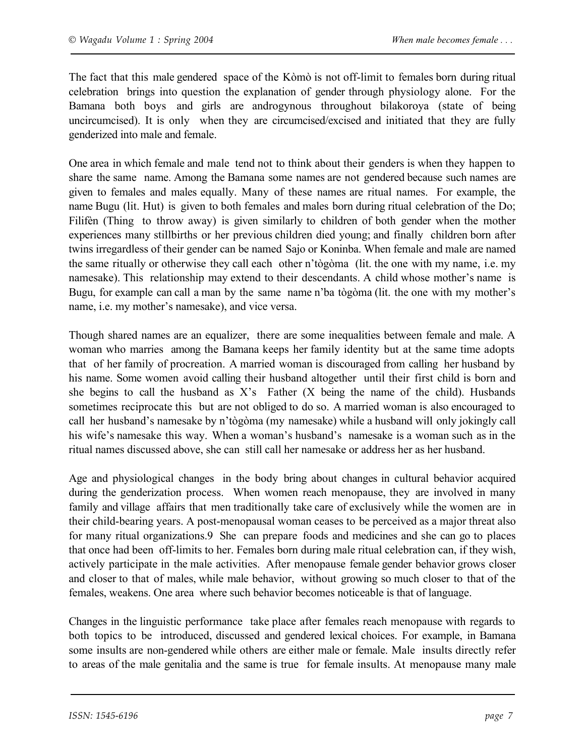The fact that this male gendered space of the Kòmò is not off-limit to females born during ritual celebration brings into question the explanation of gender through physiology alone. For the Bamana both boys and girls are androgynous throughout bilakoroya (state of being uncircumcised). It is only when they are circumcised/excised and initiated that they are fully genderized into male and female.

One area in which female and male tend not to think about their genders is when they happen to share the same name. Among the Bamana some names are not gendered because such names are given to females and males equally. Many of these names are ritual names. For example, the name Bugu (lit. Hut) is given to both females and males born during ritual celebration of the Do; Filifèn (Thing to throw away) is given similarly to children of both gender when the mother experiences many stillbirths or her previous children died young; and finally children born after twins irregardless of their gender can be named Sajo or Koninba. When female and male are named the same ritually or otherwise they call each other n'tògòma (lit. the one with my name, i.e. my namesake). This relationship may extend to their descendants. A child whose mother's name is Bugu, for example can call a man by the same name n'ba tògòma (lit. the one with my mother's name, i.e. my mother's namesake), and vice versa.

Though shared names are an equalizer, there are some inequalities between female and male. A woman who marries among the Bamana keeps her family identity but at the same time adopts that of her family of procreation. A married woman is discouraged from calling her husband by his name. Some women avoid calling their husband altogether until their first child is born and she begins to call the husband as X's Father (X being the name of the child). Husbands sometimes reciprocate this but are not obliged to do so. A married woman is also encouraged to call her husband's namesake by n'tògòma (my namesake) while a husband will only jokingly call his wife's namesake this way. When a woman's husband's namesake is a woman such as in the ritual names discussed above, she can still call her namesake or address her as her husband.

Age and physiological changes in the body bring about changes in cultural behavior acquired during the genderization process. When women reach menopause, they are involved in many family and village affairs that men traditionally take care of exclusively while the women are in their child-bearing years. A post-menopausal woman ceases to be perceived as a major threat also for many ritual organizations.[9] She can prepare foods and medicines and she can go to places that once had been off-limits to her. Females born during male ritual celebration can, if they wish, actively participate in the male activities. After menopause female gender behavior grows closer and closer to that of males, while male behavior, without growing so much closer to that of the females, weakens. One area where such behavior becomes noticeable is that of language.

Changes in the linguistic performance take place after females reach menopause with regards to both topics to be introduced, discussed and gendered lexical choices. For example, in Bamana some insults are non-gendered while others are either male or female. Male insults directly refer to areas of the male genitalia and the same is true for female insults. At menopause many male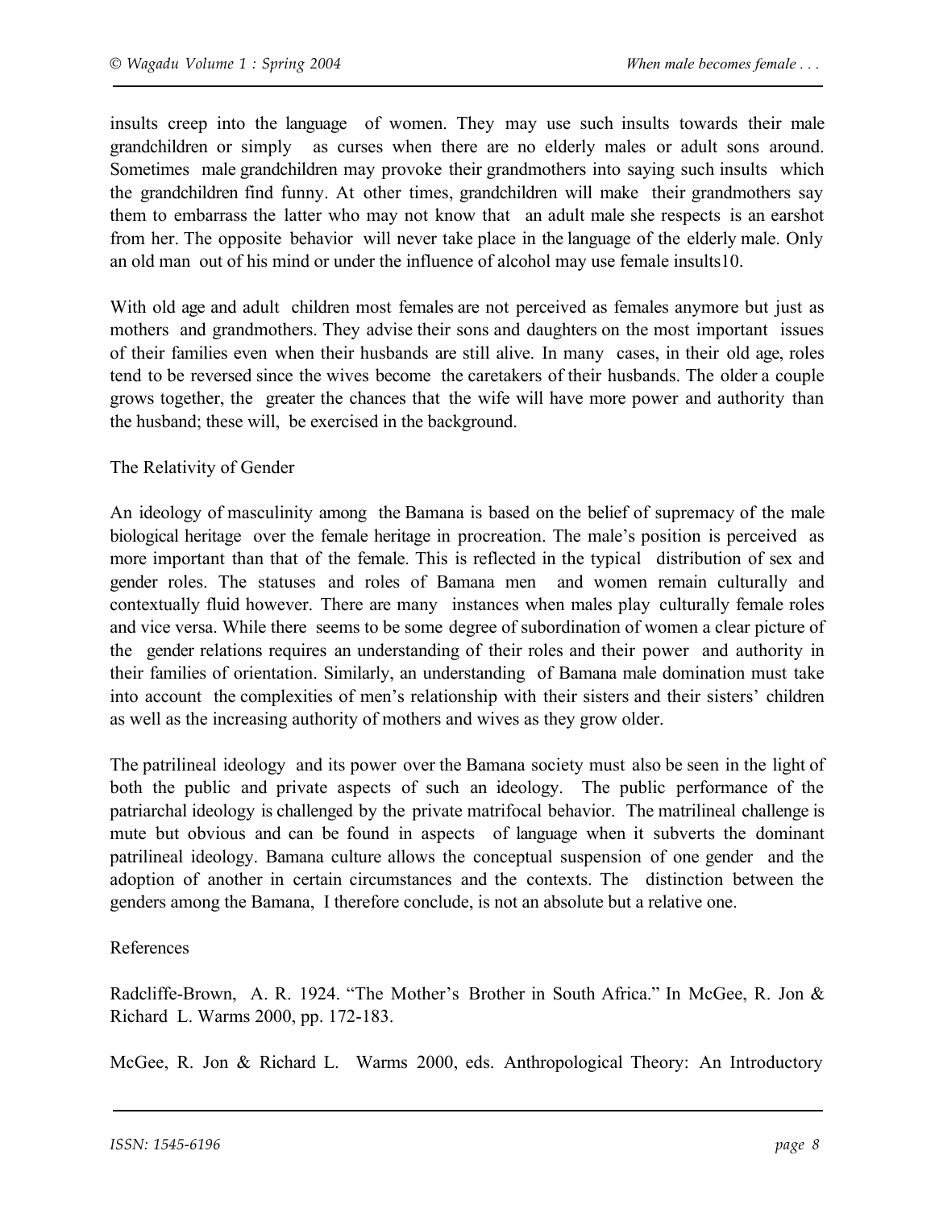insults creep into the language of women. They may use such insults towards their male grandchildren or simply as curses when there are no elderly males or adult sons around. Sometimes male grandchildren may provoke their grandmothers into saying such insults which the grandchildren find funny. At other times, grandchildren will make their grandmothers say them to embarrass the latter who may not know that an adult male she respects is an earshot from her. The opposite behavior will never take place in the language of the elderly male. Only an old man out of his mind or under the influence of alcohol may use female insults10.

With old age and adult children most females are not perceived as females anymore but just as mothers and grandmothers. They advise their sons and daughters on the most important issues of their families even when their husbands are still alive. In many cases, in their old age, roles tend to be reversed since the wives become the caretakers of their husbands. The older a couple grows together, the greater the chances that the wife will have more power and authority than the husband; these will, be exercised in the background.

## The Relativity of Gender

An ideology of masculinity among the Bamana is based on the belief of supremacy of the male biological heritage over the female heritage in procreation. The male's position is perceived as more important than that of the female. This is reflected in the typical distribution of sex and gender roles. The statuses and roles of Bamana men and women remain culturally and contextually fluid however. There are many instances when males play culturally female roles and vice versa. While there seems to be some degree of subordination of women a clear picture of the gender relations requires an understanding of their roles and their power and authority in their families of orientation. Similarly, an understanding of Bamana male domination must take into account the complexities of men's relationship with their sisters and their sisters' children as well as the increasing authority of mothers and wives as they grow older.

The patrilineal ideology and its power over the Bamana society must also be seen in the light of both the public and private aspects of such an ideology. The public performance of the patriarchal ideology is challenged by the private matrifocal behavior. The matrilineal challenge is mute but obvious and can be found in aspects of language when it subverts the dominant patrilineal ideology. Bamana culture allows the conceptual suspension of one gender and the adoption of another in certain circumstances and the contexts. The distinction between the genders among the Bamana, I therefore conclude, is not an absolute but a relative one.

## References

Radcliffe-Brown, A. R. 1924. "The Mother's Brother in South Africa." In McGee, R. Jon & Richard L. Warms 2000, pp. 172-183.

McGee, R. Jon & Richard L. Warms 2000, eds. Anthropological Theory: An Introductory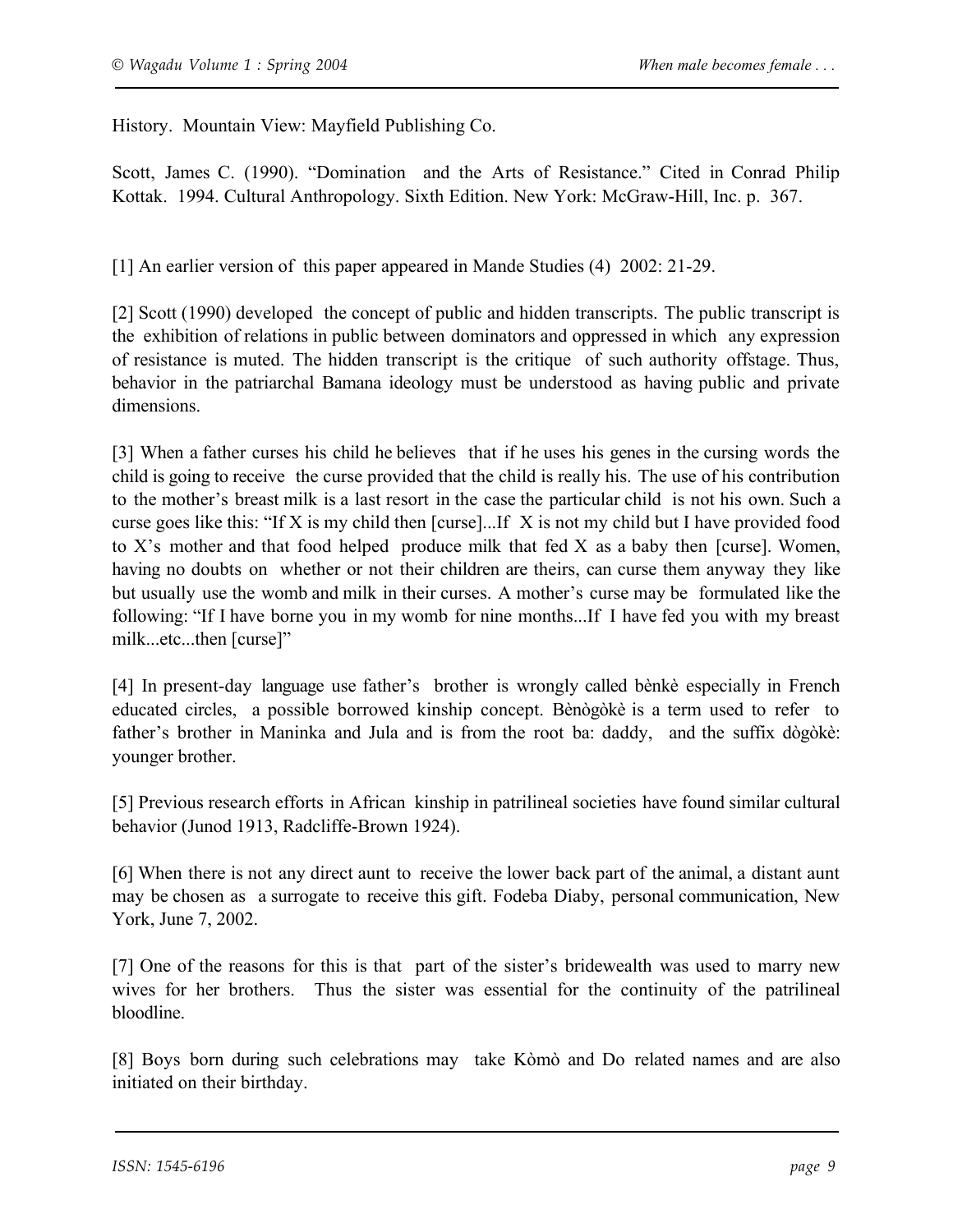History. Mountain View: Mayfield Publishing Co.

Scott, James C. (1990). "Domination and the Arts of Resistance." Cited in Conrad Philip Kottak. 1994. Cultural Anthropology. Sixth Edition. New York: McGraw-Hill, Inc. p. 367.

[1] An earlier version of this paper appeared in Mande Studies (4) 2002: 21-29.

[2] Scott (1990) developed the concept of public and hidden transcripts. The public transcript is the exhibition of relations in public between dominators and oppressed in which any expression of resistance is muted. The hidden transcript is the critique of such authority offstage. Thus, behavior in the patriarchal Bamana ideology must be understood as having public and private dimensions.

[3] When a father curses his child he believes that if he uses his genes in the cursing words the child is going to receive the curse provided that the child is really his. The use of his contribution to the mother's breast milk is a last resort in the case the particular child is not his own. Such a curse goes like this: "If X is my child then [curse]...If X is not my child but I have provided food to X's mother and that food helped produce milk that fed X as a baby then [curse]. Women, having no doubts on whether or not their children are theirs, can curse them anyway they like but usually use the womb and milk in their curses. A mother's curse may be formulated like the following: "If I have borne you in my womb for nine months...If I have fed you with my breast milk...etc...then [curse]"

[4] In present-day language use father's brother is wrongly called bènkè especially in French educated circles, a possible borrowed kinship concept. Bènògòkè is a term used to refer to father's brother in Maninka and Jula and is from the root ba: daddy, and the suffix dògòkè: younger brother.

[5] Previous research efforts in African kinship in patrilineal societies have found similar cultural behavior (Junod 1913, Radcliffe-Brown 1924).

[6] When there is not any direct aunt to receive the lower back part of the animal, a distant aunt may be chosen as a surrogate to receive this gift. Fodeba Diaby, personal communication, New York, June 7, 2002.

[7] One of the reasons for this is that part of the sister's bridewealth was used to marry new wives for her brothers. Thus the sister was essential for the continuity of the patrilineal bloodline.

[8] Boys born during such celebrations may take Kòmò and Do related names and are also initiated on their birthday.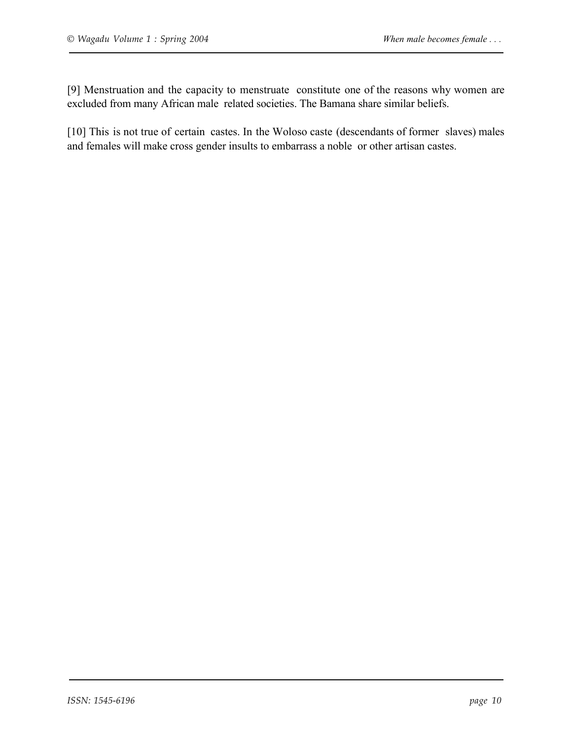[9] Menstruation and the capacity to menstruate constitute one of the reasons why women are excluded from many African male related societies. The Bamana share similar beliefs.

[10] This is not true of certain castes. In the Woloso caste (descendants of former slaves) males and females will make cross gender insults to embarrass a noble or other artisan castes.